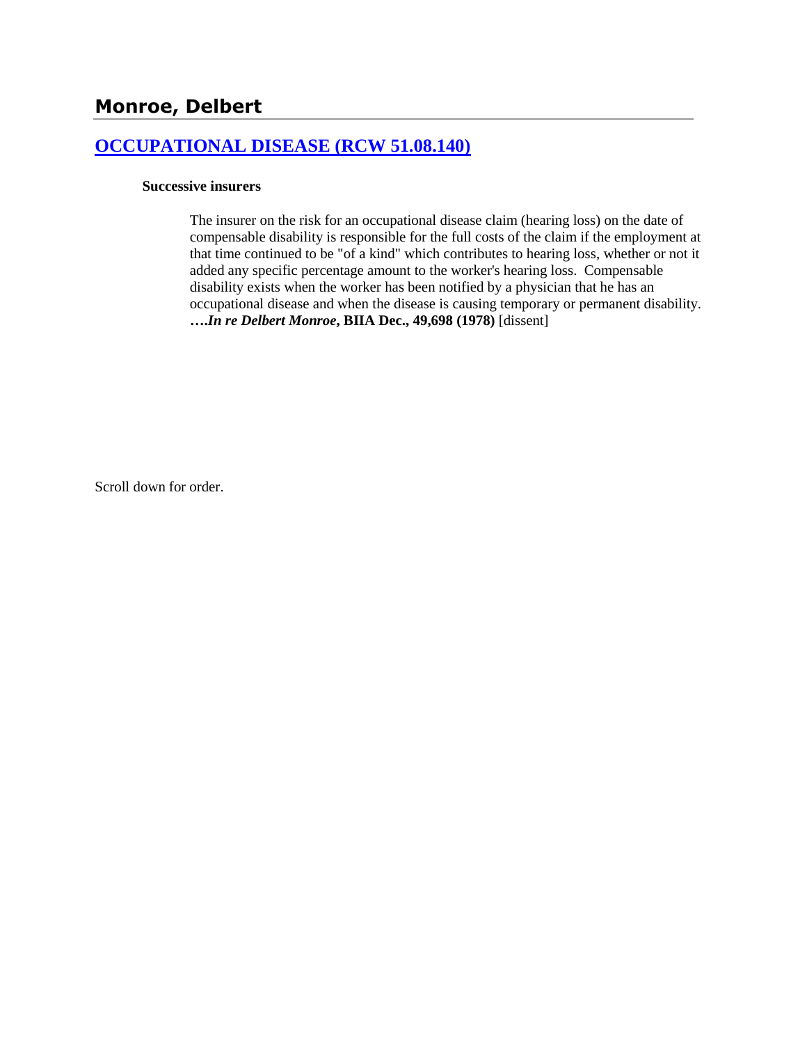# Monroe, Delbert

## [OCCUPATIONAL DISEASE (RCW 51.08.140)](#)

**Successive insurers**

The insurer on the risk for an occupational disease claim (hearing loss) on the date of compensable disability is responsible for the full costs of the claim if the employment at that time continued to be "of a kind" which contributes to hearing loss, whether or not it added any specific percentage amount to the worker's hearing loss. Compensable disability exists when the worker has been notified by a physician that he has an occupational disease and when the disease is causing temporary or permanent disability. ***….In re Delbert Monroe*, BIIA Dec., 49,698 (1978)** [dissent]

Scroll down for order.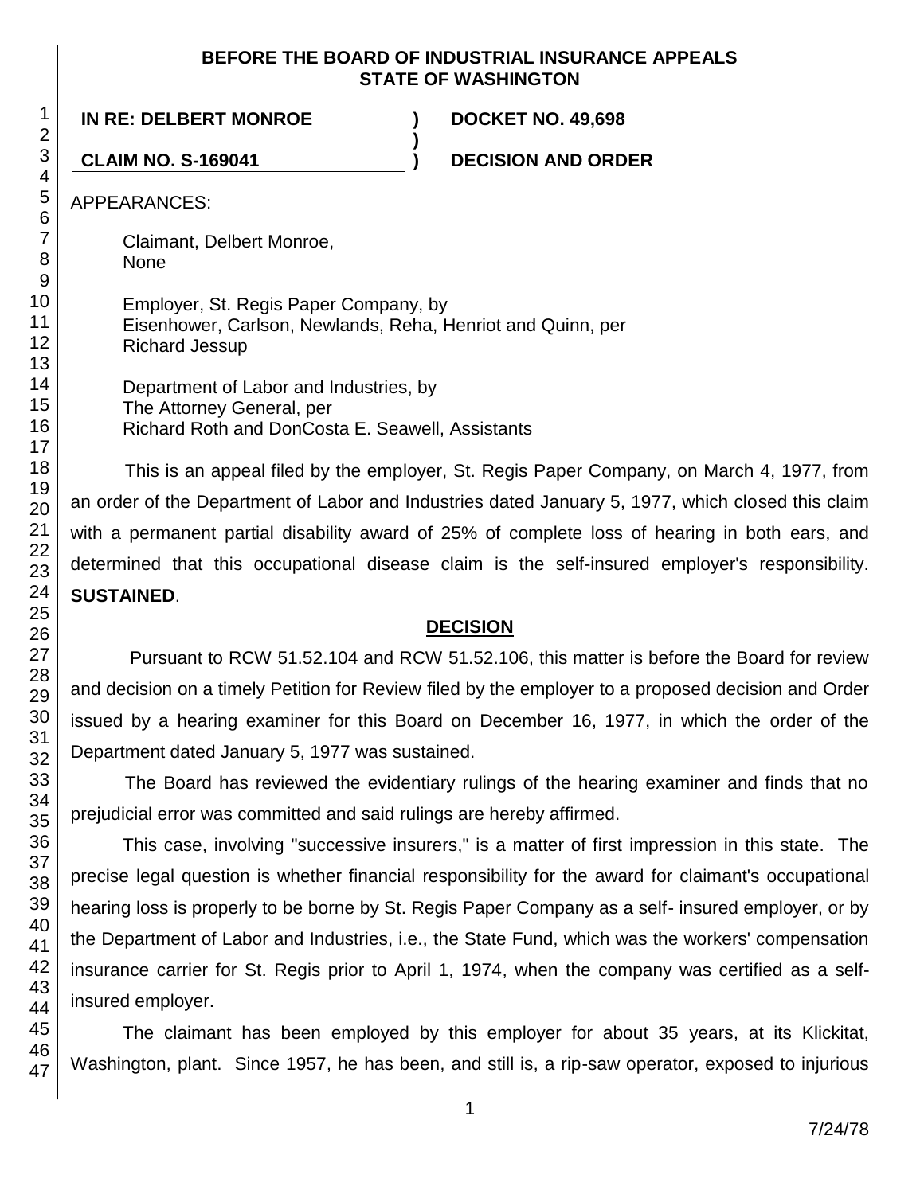**BEFORE THE BOARD OF INDUSTRIAL INSURANCE APPEALS**
**STATE OF WASHINGTON**

**IN RE: DELBERT MONROE** ) **DOCKET NO. 49,698**
)
**CLAIM NO. S-169041** ) **DECISION AND ORDER**

APPEARANCES:

Claimant, Delbert Monroe,
None

Employer, St. Regis Paper Company, by
Eisenhower, Carlson, Newlands, Reha, Henriot and Quinn, per
Richard Jessup

Department of Labor and Industries, by
The Attorney General, per
Richard Roth and DonCosta E. Seawell, Assistants

This is an appeal filed by the employer, St. Regis Paper Company, on March 4, 1977, from an order of the Department of Labor and Industries dated January 5, 1977, which closed this claim with a permanent partial disability award of 25% of complete loss of hearing in both ears, and determined that this occupational disease claim is the self-insured employer's responsibility. **SUSTAINED**.

## DECISION

Pursuant to RCW 51.52.104 and RCW 51.52.106, this matter is before the Board for review and decision on a timely Petition for Review filed by the employer to a proposed decision and Order issued by a hearing examiner for this Board on December 16, 1977, in which the order of the Department dated January 5, 1977 was sustained.

The Board has reviewed the evidentiary rulings of the hearing examiner and finds that no prejudicial error was committed and said rulings are hereby affirmed.

This case, involving "successive insurers," is a matter of first impression in this state. The precise legal question is whether financial responsibility for the award for claimant's occupational hearing loss is properly to be borne by St. Regis Paper Company as a self- insured employer, or by the Department of Labor and Industries, i.e., the State Fund, which was the workers' compensation insurance carrier for St. Regis prior to April 1, 1974, when the company was certified as a self-insured employer.

The claimant has been employed by this employer for about 35 years, at its Klickitat, Washington, plant. Since 1957, he has been, and still is, a rip-saw operator, exposed to injurious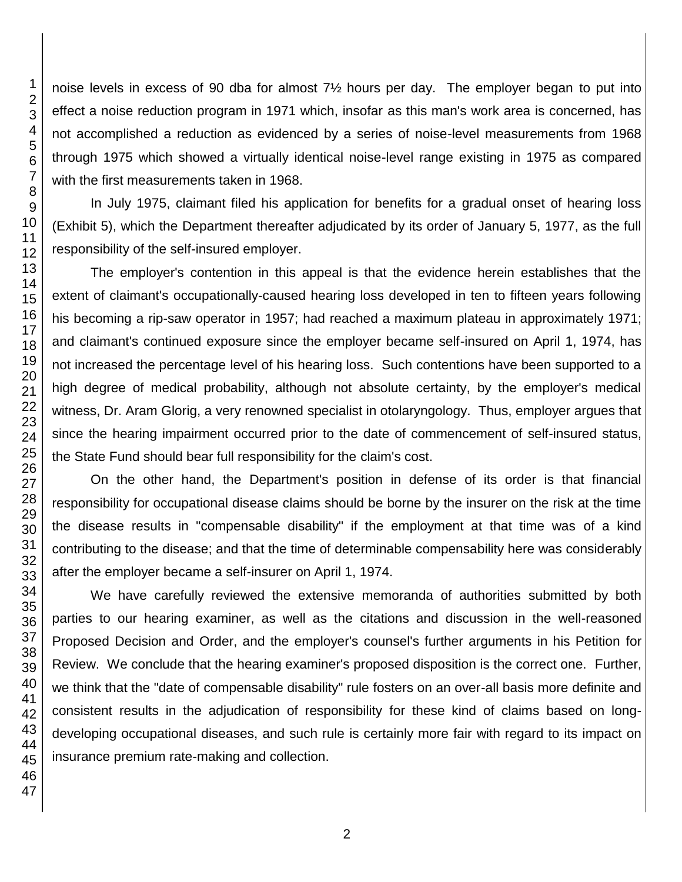noise levels in excess of 90 dba for almost 7½ hours per day. The employer began to put into effect a noise reduction program in 1971 which, insofar as this man's work area is concerned, has not accomplished a reduction as evidenced by a series of noise-level measurements from 1968 through 1975 which showed a virtually identical noise-level range existing in 1975 as compared with the first measurements taken in 1968.

In July 1975, claimant filed his application for benefits for a gradual onset of hearing loss (Exhibit 5), which the Department thereafter adjudicated by its order of January 5, 1977, as the full responsibility of the self-insured employer.

The employer's contention in this appeal is that the evidence herein establishes that the extent of claimant's occupationally-caused hearing loss developed in ten to fifteen years following his becoming a rip-saw operator in 1957; had reached a maximum plateau in approximately 1971; and claimant's continued exposure since the employer became self-insured on April 1, 1974, has not increased the percentage level of his hearing loss. Such contentions have been supported to a high degree of medical probability, although not absolute certainty, by the employer's medical witness, Dr. Aram Glorig, a very renowned specialist in otolaryngology. Thus, employer argues that since the hearing impairment occurred prior to the date of commencement of self-insured status, the State Fund should bear full responsibility for the claim's cost.

On the other hand, the Department's position in defense of its order is that financial responsibility for occupational disease claims should be borne by the insurer on the risk at the time the disease results in "compensable disability" if the employment at that time was of a kind contributing to the disease; and that the time of determinable compensability here was considerably after the employer became a self-insurer on April 1, 1974.

We have carefully reviewed the extensive memoranda of authorities submitted by both parties to our hearing examiner, as well as the citations and discussion in the well-reasoned Proposed Decision and Order, and the employer's counsel's further arguments in his Petition for Review. We conclude that the hearing examiner's proposed disposition is the correct one. Further, we think that the "date of compensable disability" rule fosters on an over-all basis more definite and consistent results in the adjudication of responsibility for these kind of claims based on long-developing occupational diseases, and such rule is certainly more fair with regard to its impact on insurance premium rate-making and collection.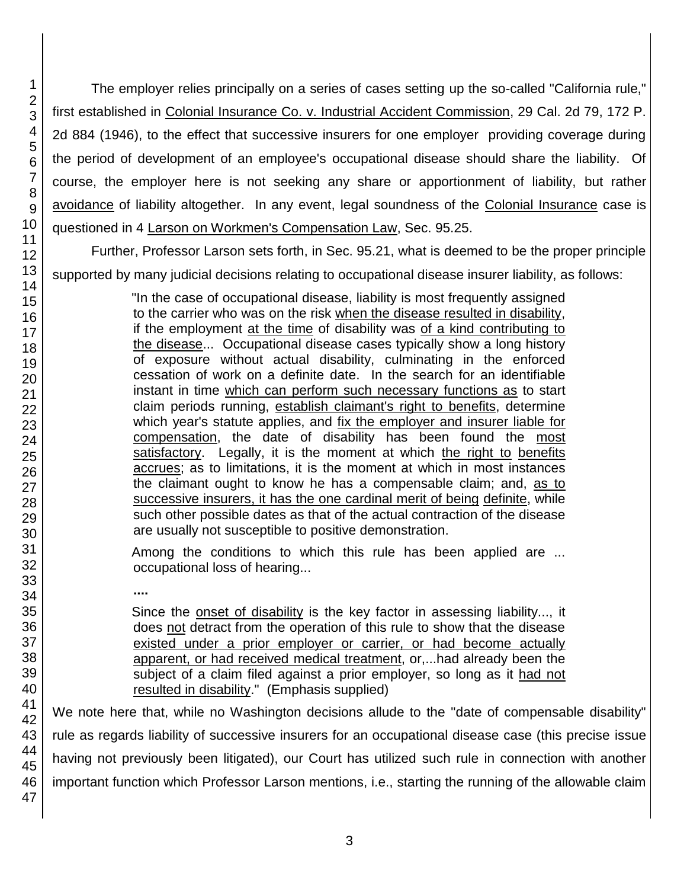The employer relies principally on a series of cases setting up the so-called "California rule," first established in Colonial Insurance Co. v. Industrial Accident Commission, 29 Cal. 2d 79, 172 P. 2d 884 (1946), to the effect that successive insurers for one employer providing coverage during the period of development of an employee's occupational disease should share the liability. Of course, the employer here is not seeking any share or apportionment of liability, but rather avoidance of liability altogether. In any event, legal soundness of the Colonial Insurance case is questioned in 4 Larson on Workmen's Compensation Law, Sec. 95.25.

Further, Professor Larson sets forth, in Sec. 95.21, what is deemed to be the proper principle supported by many judicial decisions relating to occupational disease insurer liability, as follows:

> "In the case of occupational disease, liability is most frequently assigned to the carrier who was on the risk when the disease resulted in disability, if the employment at the time of disability was of a kind contributing to the disease... Occupational disease cases typically show a long history of exposure without actual disability, culminating in the enforced cessation of work on a definite date. In the search for an identifiable instant in time which can perform such necessary functions as to start claim periods running, establish claimant's right to benefits, determine which year's statute applies, and fix the employer and insurer liable for compensation, the date of disability has been found the most satisfactory. Legally, it is the moment at which the right to benefits accrues; as to limitations, it is the moment at which in most instances the claimant ought to know he has a compensable claim; and, as to successive insurers, it has the one cardinal merit of being definite, while such other possible dates as that of the actual contraction of the disease are usually not susceptible to positive demonstration.
>
> Among the conditions to which this rule has been applied are ... occupational loss of hearing...
>
> ....
>
> Since the onset of disability is the key factor in assessing liability..., it does not detract from the operation of this rule to show that the disease existed under a prior employer or carrier, or had become actually apparent, or had received medical treatment, or,...had already been the subject of a claim filed against a prior employer, so long as it had not resulted in disability." (Emphasis supplied)

We note here that, while no Washington decisions allude to the "date of compensable disability" rule as regards liability of successive insurers for an occupational disease case (this precise issue having not previously been litigated), our Court has utilized such rule in connection with another important function which Professor Larson mentions, i.e., starting the running of the allowable claim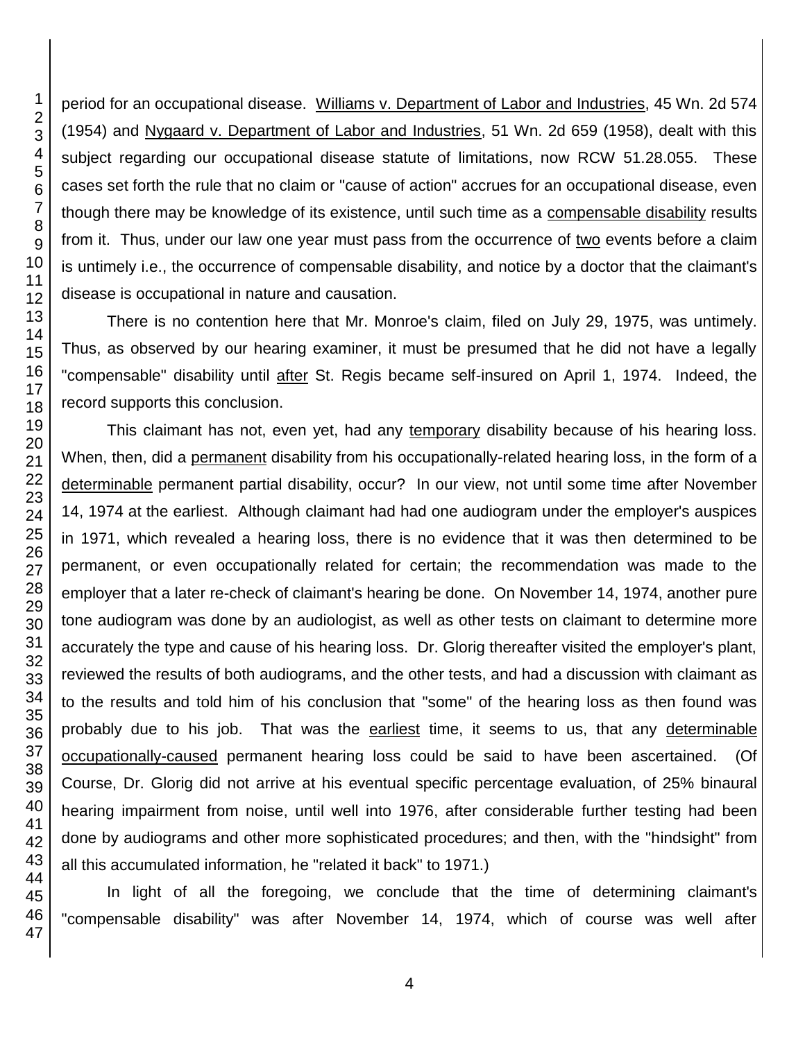period for an occupational disease. Williams v. Department of Labor and Industries, 45 Wn. 2d 574 (1954) and Nygaard v. Department of Labor and Industries, 51 Wn. 2d 659 (1958), dealt with this subject regarding our occupational disease statute of limitations, now RCW 51.28.055. These cases set forth the rule that no claim or "cause of action" accrues for an occupational disease, even though there may be knowledge of its existence, until such time as a compensable disability results from it. Thus, under our law one year must pass from the occurrence of two events before a claim is untimely i.e., the occurrence of compensable disability, and notice by a doctor that the claimant's disease is occupational in nature and causation.

There is no contention here that Mr. Monroe's claim, filed on July 29, 1975, was untimely. Thus, as observed by our hearing examiner, it must be presumed that he did not have a legally "compensable" disability until after St. Regis became self-insured on April 1, 1974. Indeed, the record supports this conclusion.

This claimant has not, even yet, had any temporary disability because of his hearing loss. When, then, did a permanent disability from his occupationally-related hearing loss, in the form of a determinable permanent partial disability, occur? In our view, not until some time after November 14, 1974 at the earliest. Although claimant had had one audiogram under the employer's auspices in 1971, which revealed a hearing loss, there is no evidence that it was then determined to be permanent, or even occupationally related for certain; the recommendation was made to the employer that a later re-check of claimant's hearing be done. On November 14, 1974, another pure tone audiogram was done by an audiologist, as well as other tests on claimant to determine more accurately the type and cause of his hearing loss. Dr. Glorig thereafter visited the employer's plant, reviewed the results of both audiograms, and the other tests, and had a discussion with claimant as to the results and told him of his conclusion that "some" of the hearing loss as then found was probably due to his job. That was the earliest time, it seems to us, that any determinable occupationally-caused permanent hearing loss could be said to have been ascertained. (Of Course, Dr. Glorig did not arrive at his eventual specific percentage evaluation, of 25% binaural hearing impairment from noise, until well into 1976, after considerable further testing had been done by audiograms and other more sophisticated procedures; and then, with the "hindsight" from all this accumulated information, he "related it back" to 1971.)

In light of all the foregoing, we conclude that the time of determining claimant's "compensable disability" was after November 14, 1974, which of course was well after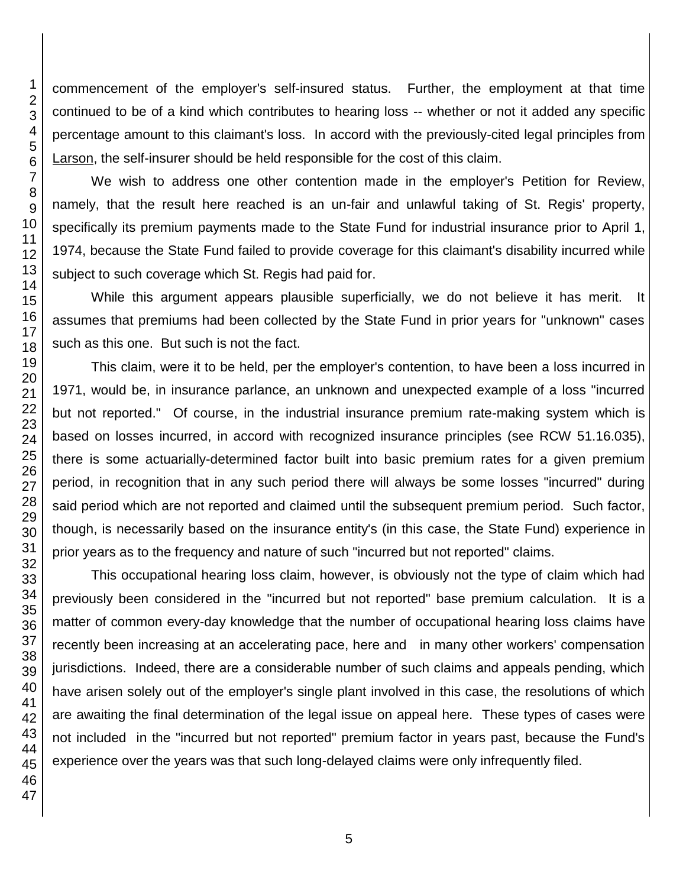commencement of the employer's self-insured status. Further, the employment at that time continued to be of a kind which contributes to hearing loss -- whether or not it added any specific percentage amount to this claimant's loss. In accord with the previously-cited legal principles from Larson, the self-insurer should be held responsible for the cost of this claim.

We wish to address one other contention made in the employer's Petition for Review, namely, that the result here reached is an un-fair and unlawful taking of St. Regis' property, specifically its premium payments made to the State Fund for industrial insurance prior to April 1, 1974, because the State Fund failed to provide coverage for this claimant's disability incurred while subject to such coverage which St. Regis had paid for.

While this argument appears plausible superficially, we do not believe it has merit. It assumes that premiums had been collected by the State Fund in prior years for "unknown" cases such as this one. But such is not the fact.

This claim, were it to be held, per the employer's contention, to have been a loss incurred in 1971, would be, in insurance parlance, an unknown and unexpected example of a loss "incurred but not reported." Of course, in the industrial insurance premium rate-making system which is based on losses incurred, in accord with recognized insurance principles (see RCW 51.16.035), there is some actuarially-determined factor built into basic premium rates for a given premium period, in recognition that in any such period there will always be some losses "incurred" during said period which are not reported and claimed until the subsequent premium period. Such factor, though, is necessarily based on the insurance entity's (in this case, the State Fund) experience in prior years as to the frequency and nature of such "incurred but not reported" claims.

This occupational hearing loss claim, however, is obviously not the type of claim which had previously been considered in the "incurred but not reported" base premium calculation. It is a matter of common every-day knowledge that the number of occupational hearing loss claims have recently been increasing at an accelerating pace, here and in many other workers' compensation jurisdictions. Indeed, there are a considerable number of such claims and appeals pending, which have arisen solely out of the employer's single plant involved in this case, the resolutions of which are awaiting the final determination of the legal issue on appeal here. These types of cases were not included in the "incurred but not reported" premium factor in years past, because the Fund's experience over the years was that such long-delayed claims were only infrequently filed.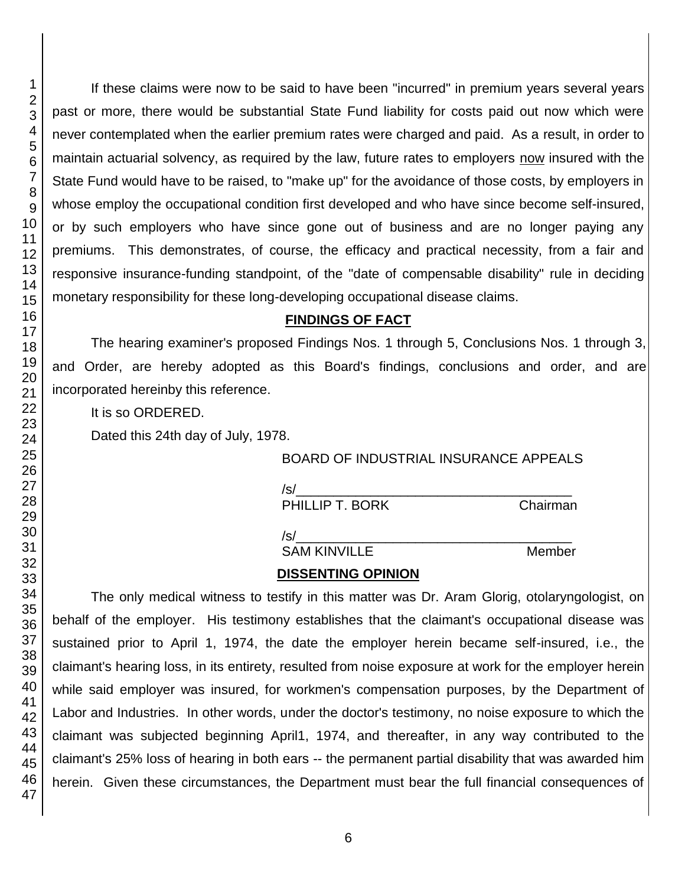If these claims were now to be said to have been "incurred" in premium years several years past or more, there would be substantial State Fund liability for costs paid out now which were never contemplated when the earlier premium rates were charged and paid. As a result, in order to maintain actuarial solvency, as required by the law, future rates to employers now insured with the State Fund would have to be raised, to "make up" for the avoidance of those costs, by employers in whose employ the occupational condition first developed and who have since become self-insured, or by such employers who have since gone out of business and are no longer paying any premiums. This demonstrates, of course, the efficacy and practical necessity, from a fair and responsive insurance-funding standpoint, of the "date of compensable disability" rule in deciding monetary responsibility for these long-developing occupational disease claims.

## FINDINGS OF FACT

The hearing examiner's proposed Findings Nos. 1 through 5, Conclusions Nos. 1 through 3, and Order, are hereby adopted as this Board's findings, conclusions and order, and are incorporated hereinby this reference.

It is so ORDERED.

Dated this 24th day of July, 1978.

BOARD OF INDUSTRIAL INSURANCE APPEALS

/s/____________________________________
PHILLIP T. BORK Chairman

/s/____________________________________
SAM KINVILLE Member

## DISSENTING OPINION

The only medical witness to testify in this matter was Dr. Aram Glorig, otolaryngologist, on behalf of the employer. His testimony establishes that the claimant's occupational disease was sustained prior to April 1, 1974, the date the employer herein became self-insured, i.e., the claimant's hearing loss, in its entirety, resulted from noise exposure at work for the employer herein while said employer was insured, for workmen's compensation purposes, by the Department of Labor and Industries. In other words, under the doctor's testimony, no noise exposure to which the claimant was subjected beginning April1, 1974, and thereafter, in any way contributed to the claimant's 25% loss of hearing in both ears -- the permanent partial disability that was awarded him herein. Given these circumstances, the Department must bear the full financial consequences of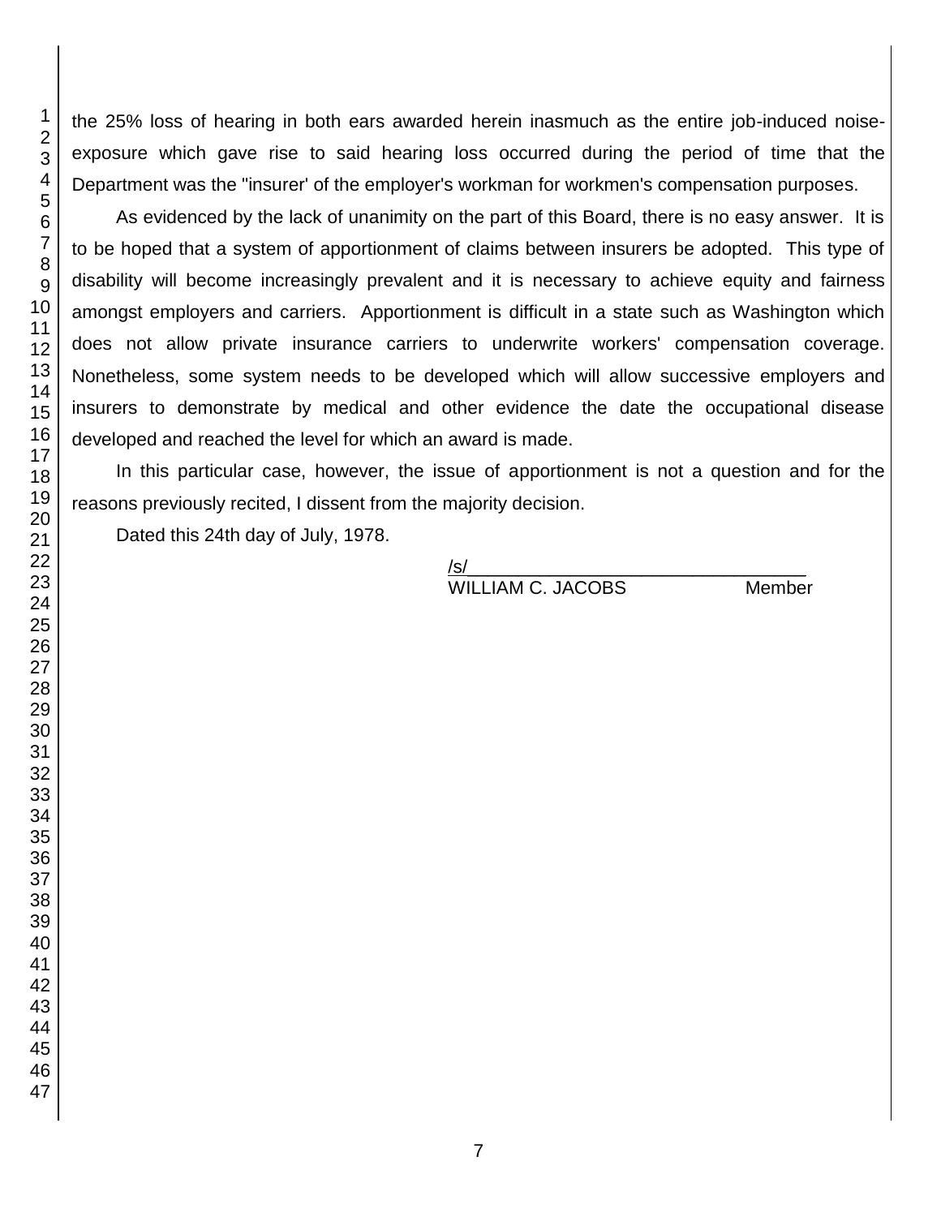the 25% loss of hearing in both ears awarded herein inasmuch as the entire job-induced noise-exposure which gave rise to said hearing loss occurred during the period of time that the Department was the "insurer' of the employer's workman for workmen's compensation purposes.

As evidenced by the lack of unanimity on the part of this Board, there is no easy answer. It is to be hoped that a system of apportionment of claims between insurers be adopted. This type of disability will become increasingly prevalent and it is necessary to achieve equity and fairness amongst employers and carriers. Apportionment is difficult in a state such as Washington which does not allow private insurance carriers to underwrite workers' compensation coverage. Nonetheless, some system needs to be developed which will allow successive employers and insurers to demonstrate by medical and other evidence the date the occupational disease developed and reached the level for which an award is made.

In this particular case, however, the issue of apportionment is not a question and for the reasons previously recited, I dissent from the majority decision.

Dated this 24th day of July, 1978.

/s/________________________________
WILLIAM C. JACOBS Member